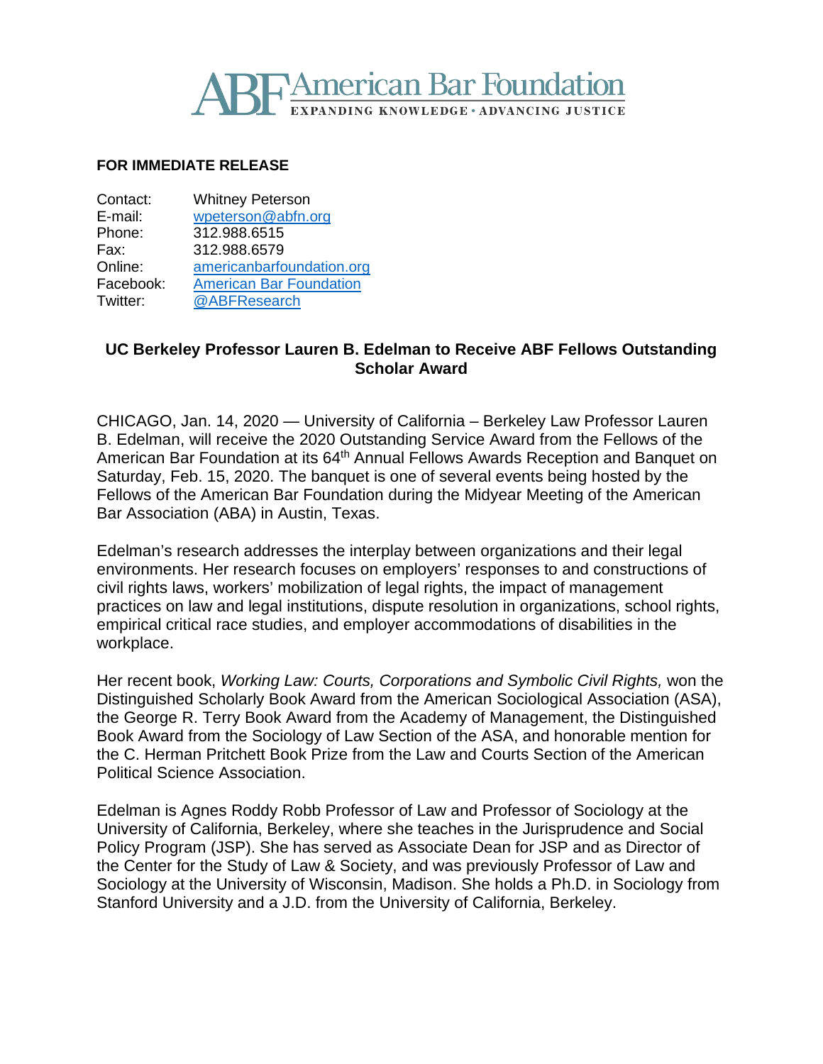# American Bar Foundation

EXPANDING KNOWLEDGE • ADVANCING JUSTICE

**FOR IMMEDIATE RELEASE**

| | |
|---|---|
| Contact: | Whitney Peterson |
| E-mail: | wpeterson@abfn.org |
| Phone: | 312.988.6515 |
| Fax: | 312.988.6579 |
| Online: | americanbarfoundation.org |
| Facebook: | American Bar Foundation |
| Twitter: | @ABFResearch |

## UC Berkeley Professor Lauren B. Edelman to Receive ABF Fellows Outstanding Scholar Award

CHICAGO, Jan. 14, 2020 — University of California – Berkeley Law Professor Lauren B. Edelman, will receive the 2020 Outstanding Service Award from the Fellows of the American Bar Foundation at its 64th Annual Fellows Awards Reception and Banquet on Saturday, Feb. 15, 2020. The banquet is one of several events being hosted by the Fellows of the American Bar Foundation during the Midyear Meeting of the American Bar Association (ABA) in Austin, Texas.

Edelman's research addresses the interplay between organizations and their legal environments. Her research focuses on employers' responses to and constructions of civil rights laws, workers' mobilization of legal rights, the impact of management practices on law and legal institutions, dispute resolution in organizations, school rights, empirical critical race studies, and employer accommodations of disabilities in the workplace.

Her recent book, *Working Law: Courts, Corporations and Symbolic Civil Rights,* won the Distinguished Scholarly Book Award from the American Sociological Association (ASA), the George R. Terry Book Award from the Academy of Management, the Distinguished Book Award from the Sociology of Law Section of the ASA, and honorable mention for the C. Herman Pritchett Book Prize from the Law and Courts Section of the American Political Science Association.

Edelman is Agnes Roddy Robb Professor of Law and Professor of Sociology at the University of California, Berkeley, where she teaches in the Jurisprudence and Social Policy Program (JSP). She has served as Associate Dean for JSP and as Director of the Center for the Study of Law & Society, and was previously Professor of Law and Sociology at the University of Wisconsin, Madison. She holds a Ph.D. in Sociology from Stanford University and a J.D. from the University of California, Berkeley.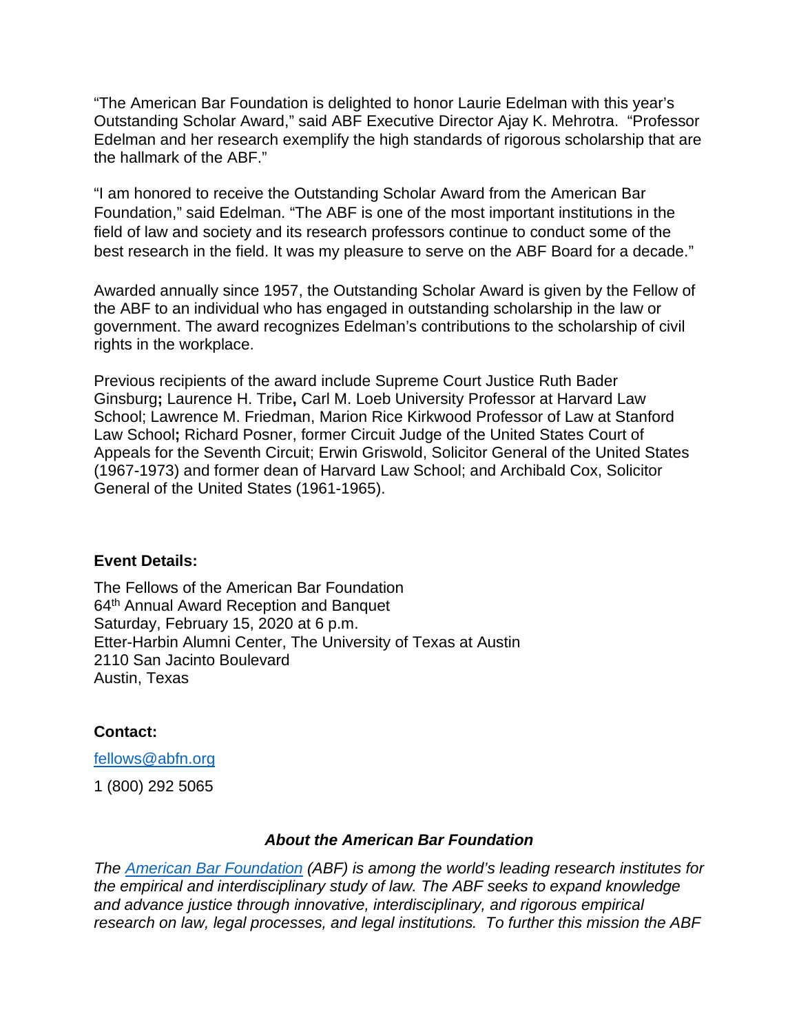"The American Bar Foundation is delighted to honor Laurie Edelman with this year's Outstanding Scholar Award," said ABF Executive Director Ajay K. Mehrotra. "Professor Edelman and her research exemplify the high standards of rigorous scholarship that are the hallmark of the ABF."

"I am honored to receive the Outstanding Scholar Award from the American Bar Foundation," said Edelman. "The ABF is one of the most important institutions in the field of law and society and its research professors continue to conduct some of the best research in the field. It was my pleasure to serve on the ABF Board for a decade."

Awarded annually since 1957, the Outstanding Scholar Award is given by the Fellow of the ABF to an individual who has engaged in outstanding scholarship in the law or government. The award recognizes Edelman's contributions to the scholarship of civil rights in the workplace.

Previous recipients of the award include Supreme Court Justice Ruth Bader Ginsburg**;** Laurence H. Tribe**,** Carl M. Loeb University Professor at Harvard Law School; Lawrence M. Friedman, Marion Rice Kirkwood Professor of Law at Stanford Law School**;** Richard Posner, former Circuit Judge of the United States Court of Appeals for the Seventh Circuit; Erwin Griswold, Solicitor General of the United States (1967-1973) and former dean of Harvard Law School; and Archibald Cox, Solicitor General of the United States (1961-1965).

**Event Details:**

The Fellows of the American Bar Foundation
64th Annual Award Reception and Banquet
Saturday, February 15, 2020 at 6 p.m.
Etter-Harbin Alumni Center, The University of Texas at Austin
2110 San Jacinto Boulevard
Austin, Texas

**Contact:**

fellows@abfn.org

1 (800) 292 5065

***About the American Bar Foundation***

*The American Bar Foundation (ABF) is among the world's leading research institutes for the empirical and interdisciplinary study of law. The ABF seeks to expand knowledge and advance justice through innovative, interdisciplinary, and rigorous empirical research on law, legal processes, and legal institutions. To further this mission the ABF*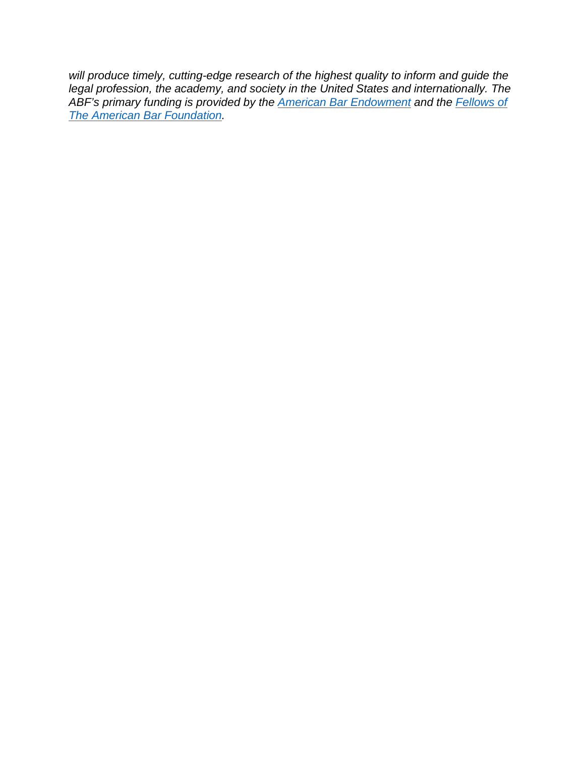*will produce timely, cutting-edge research of the highest quality to inform and guide the legal profession, the academy, and society in the United States and internationally. The ABF's primary funding is provided by the [American Bar Endowment] and the [Fellows of The American Bar Foundation].*